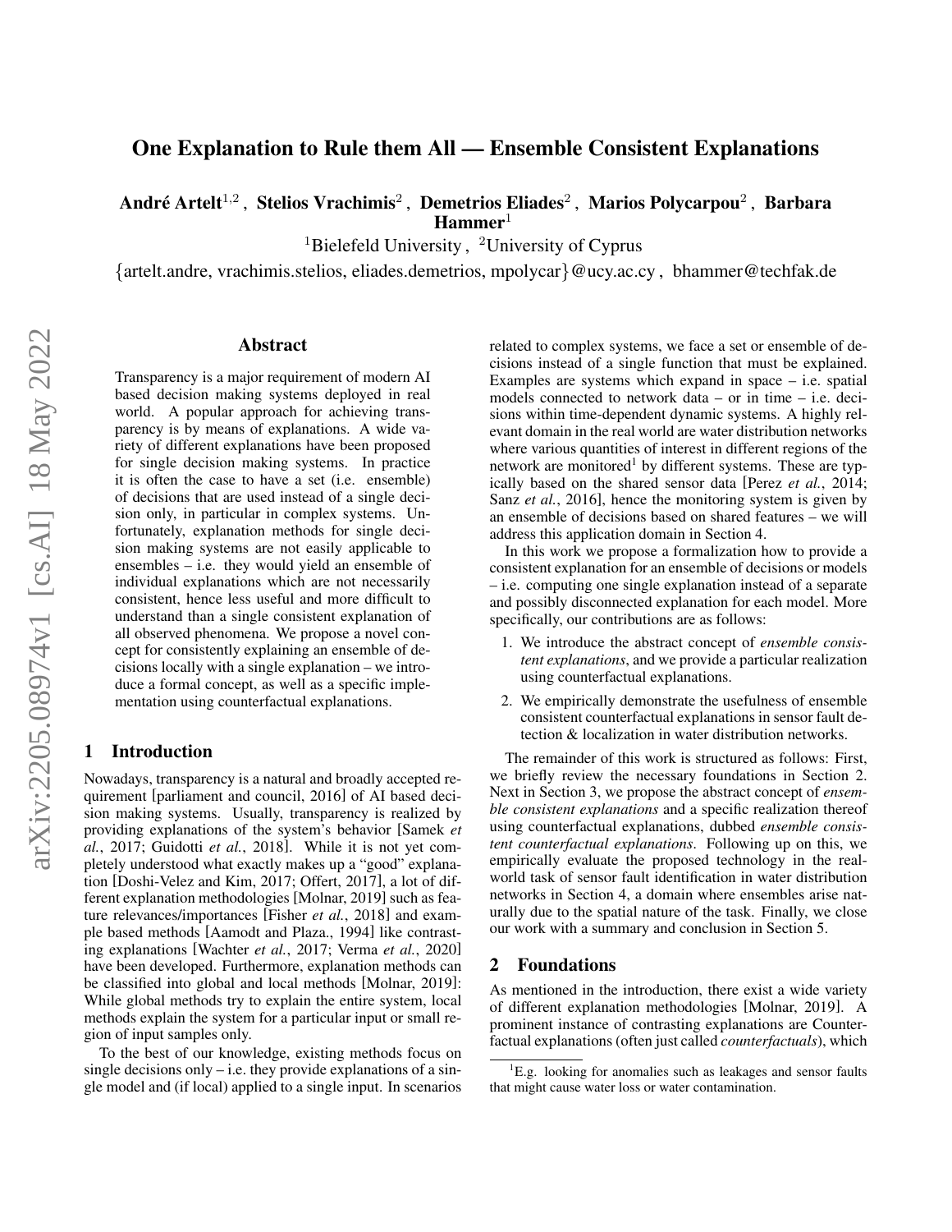# One Explanation to Rule them All — Ensemble Consistent Explanations

**André Artelt**[1,2] , **Stelios Vrachimis**[2] , **Demetrios Eliades**[2] , **Marios Polycarpou**[2] , **Barbara Hammer**[1]

[1]Bielefeld University , [2]University of Cyprus

{artelt.andre, vrachimis.stelios, eliades.demetrios, mpolycar}@ucy.ac.cy , bhammer@techfak.de

## Abstract

Transparency is a major requirement of modern AI based decision making systems deployed in real world. A popular approach for achieving transparency is by means of explanations. A wide variety of different explanations have been proposed for single decision making systems. In practice it is often the case to have a set (i.e. ensemble) of decisions that are used instead of a single decision only, in particular in complex systems. Unfortunately, explanation methods for single decision making systems are not easily applicable to ensembles – i.e. they would yield an ensemble of individual explanations which are not necessarily consistent, hence less useful and more difficult to understand than a single consistent explanation of all observed phenomena. We propose a novel concept for consistently explaining an ensemble of decisions locally with a single explanation – we introduce a formal concept, as well as a specific implementation using counterfactual explanations.

## 1 Introduction

Nowadays, transparency is a natural and broadly accepted requirement [parliament and council, 2016] of AI based decision making systems. Usually, transparency is realized by providing explanations of the system's behavior [Samek *et al.*, 2017; Guidotti *et al.*, 2018]. While it is not yet completely understood what exactly makes up a "good" explanation [Doshi-Velez and Kim, 2017; Offert, 2017], a lot of different explanation methodologies [Molnar, 2019] such as feature relevances/importances [Fisher *et al.*, 2018] and example based methods [Aamodt and Plaza., 1994] like contrasting explanations [Wachter *et al.*, 2017; Verma *et al.*, 2020] have been developed. Furthermore, explanation methods can be classified into global and local methods [Molnar, 2019]: While global methods try to explain the entire system, local methods explain the system for a particular input or small region of input samples only.

To the best of our knowledge, existing methods focus on single decisions only – i.e. they provide explanations of a single model and (if local) applied to a single input. In scenarios related to complex systems, we face a set or ensemble of decisions instead of a single function that must be explained. Examples are systems which expand in space – i.e. spatial models connected to network data – or in time – i.e. decisions within time-dependent dynamic systems. A highly relevant domain in the real world are water distribution networks where various quantities of interest in different regions of the network are monitored[1] by different systems. These are typically based on the shared sensor data [Perez *et al.*, 2014; Sanz *et al.*, 2016], hence the monitoring system is given by an ensemble of decisions based on shared features – we will address this application domain in Section 4.

In this work we propose a formalization how to provide a consistent explanation for an ensemble of decisions or models – i.e. computing one single explanation instead of a separate and possibly disconnected explanation for each model. More specifically, our contributions are as follows:

1. We introduce the abstract concept of *ensemble consistent explanations*, and we provide a particular realization using counterfactual explanations.
2. We empirically demonstrate the usefulness of ensemble consistent counterfactual explanations in sensor fault detection & localization in water distribution networks.

The remainder of this work is structured as follows: First, we briefly review the necessary foundations in Section 2. Next in Section 3, we propose the abstract concept of *ensemble consistent explanations* and a specific realization thereof using counterfactual explanations, dubbed *ensemble consistent counterfactual explanations*. Following up on this, we empirically evaluate the proposed technology in the real-world task of sensor fault identification in water distribution networks in Section 4, a domain where ensembles arise naturally due to the spatial nature of the task. Finally, we close our work with a summary and conclusion in Section 5.

## 2 Foundations

As mentioned in the introduction, there exist a wide variety of different explanation methodologies [Molnar, 2019]. A prominent instance of contrasting explanations are Counterfactual explanations (often just called *counterfactuals*), which

[1]E.g. looking for anomalies such as leakages and sensor faults that might cause water loss or water contamination.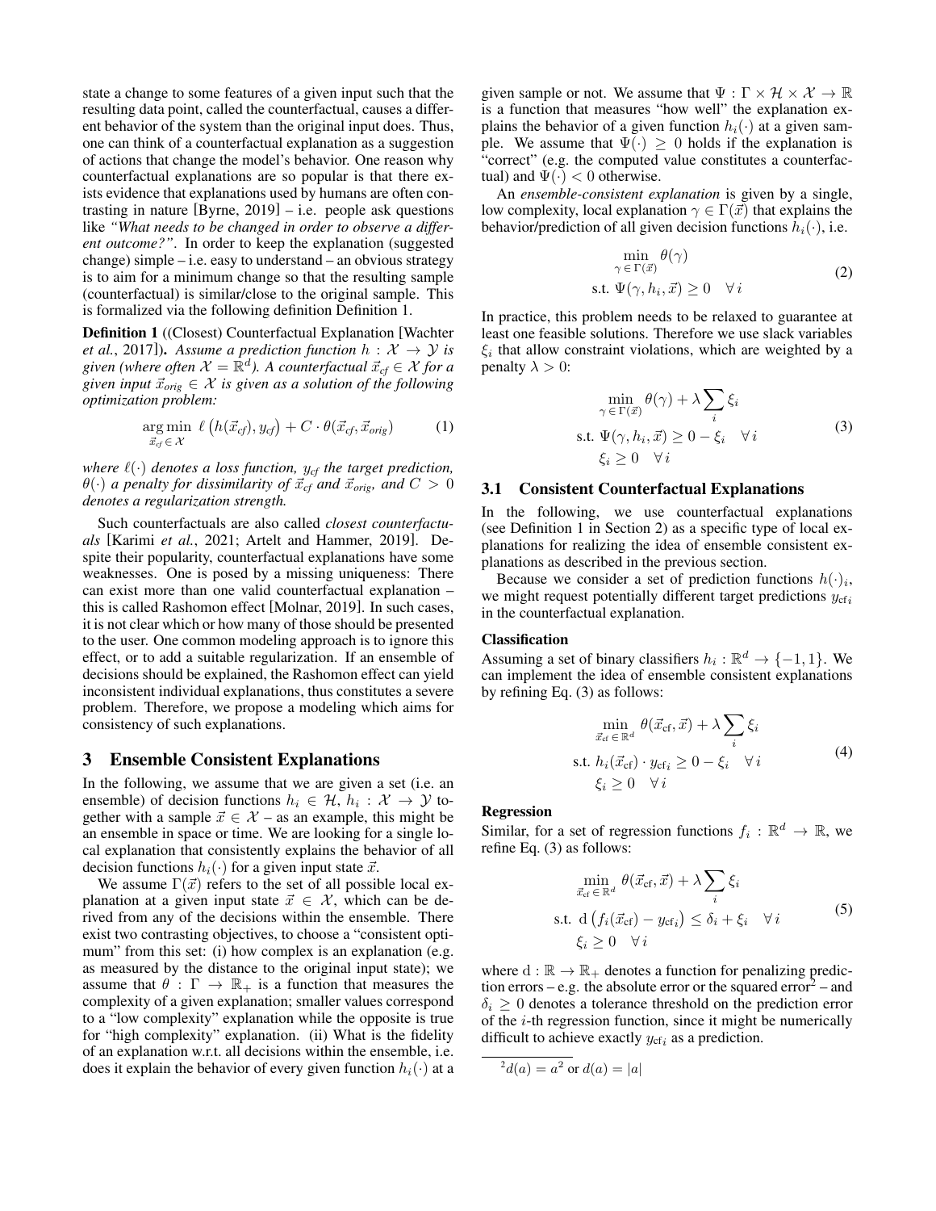state a change to some features of a given input such that the resulting data point, called the counterfactual, causes a different behavior of the system than the original input does. Thus, one can think of a counterfactual explanation as a suggestion of actions that change the model's behavior. One reason why counterfactual explanations are so popular is that there exists evidence that explanations used by humans are often contrasting in nature [Byrne, 2019] – i.e. people ask questions like *"What needs to be changed in order to observe a different outcome?"*. In order to keep the explanation (suggested change) simple – i.e. easy to understand – an obvious strategy is to aim for a minimum change so that the resulting sample (counterfactual) is similar/close to the original sample. This is formalized via the following definition Definition 1.

**Definition 1** ((Closest) Counterfactual Explanation [Wachter *et al.*, 2017]). *Assume a prediction function $h : \mathcal{X} \to \mathcal{Y}$ is given (where often $\mathcal{X} = \mathbb{R}^d$). A counterfactual $\vec{x}_{cf} \in \mathcal{X}$ for a given input $\vec{x}_{orig} \in \mathcal{X}$ is given as a solution of the following optimization problem:*

$$\underset{\vec{x}_{cf}\,\in\,\mathcal{X}}{\arg\min}\;\ell\left(h(\vec{x}_{cf}), y_{cf}\right) + C \cdot \theta(\vec{x}_{cf}, \vec{x}_{orig}) \tag{1}$$

*where $\ell(\cdot)$ denotes a loss function, $y_{cf}$ the target prediction, $\theta(\cdot)$ a penalty for dissimilarity of $\vec{x}_{cf}$ and $\vec{x}_{orig}$, and $C > 0$ denotes a regularization strength.*

Such counterfactuals are also called *closest counterfactuals* [Karimi *et al.*, 2021; Artelt and Hammer, 2019]. Despite their popularity, counterfactual explanations have some weaknesses. One is posed by a missing uniqueness: There can exist more than one valid counterfactual explanation – this is called Rashomon effect [Molnar, 2019]. In such cases, it is not clear which or how many of those should be presented to the user. One common modeling approach is to ignore this effect, or to add a suitable regularization. If an ensemble of decisions should be explained, the Rashomon effect can yield inconsistent individual explanations, thus constitutes a severe problem. Therefore, we propose a modeling which aims for consistency of such explanations.

## 3 Ensemble Consistent Explanations

In the following, we assume that we are given a set (i.e. an ensemble) of decision functions $h_i \in \mathcal{H}$, $h_i : \mathcal{X} \to \mathcal{Y}$ together with a sample $\vec{x} \in \mathcal{X}$ – as an example, this might be an ensemble in space or time. We are looking for a single local explanation that consistently explains the behavior of all decision functions $h_i(\cdot)$ for a given input state $\vec{x}$.

We assume $\Gamma(\vec{x})$ refers to the set of all possible local explanation at a given input state $\vec{x} \in \mathcal{X}$, which can be derived from any of the decisions within the ensemble. There exist two contrasting objectives, to choose a "consistent optimum" from this set: (i) how complex is an explanation (e.g. as measured by the distance to the original input state); we assume that $\theta : \Gamma \to \mathbb{R}_+$ is a function that measures the complexity of a given explanation; smaller values correspond to a "low complexity" explanation while the opposite is true for "high complexity" explanation. (ii) What is the fidelity of an explanation w.r.t. all decisions within the ensemble, i.e. does it explain the behavior of every given function $h_i(\cdot)$ at a given sample or not. We assume that $\Psi : \Gamma \times \mathcal{H} \times \mathcal{X} \to \mathbb{R}$ is a function that measures "how well" the explanation explains the behavior of a given function $h_i(\cdot)$ at a given sample. We assume that $\Psi(\cdot) \geq 0$ holds if the explanation is "correct" (e.g. the computed value constitutes a counterfactual) and $\Psi(\cdot) < 0$ otherwise.

An *ensemble-consistent explanation* is given by a single, low complexity, local explanation $\gamma \in \Gamma(\vec{x})$ that explains the behavior/prediction of all given decision functions $h_i(\cdot)$, i.e.

$$\begin{aligned} &\min_{\gamma\,\in\,\Gamma(\vec{x})}\;\theta(\gamma) \\ &\text{s.t. } \Psi(\gamma, h_i, \vec{x}) \geq 0 \quad \forall\, i \end{aligned} \tag{2}$$

In practice, this problem needs to be relaxed to guarantee at least one feasible solutions. Therefore we use slack variables $\xi_i$ that allow constraint violations, which are weighted by a penalty $\lambda > 0$:

$$\begin{aligned} &\min_{\gamma\,\in\,\Gamma(\vec{x})}\;\theta(\gamma) + \lambda \sum_i \xi_i \\ &\text{s.t. } \Psi(\gamma, h_i, \vec{x}) \geq 0 - \xi_i \quad \forall\, i \\ &\quad\;\; \xi_i \geq 0 \quad \forall\, i \end{aligned} \tag{3}$$

### 3.1 Consistent Counterfactual Explanations

In the following, we use counterfactual explanations (see Definition 1 in Section 2) as a specific type of local explanations for realizing the idea of ensemble consistent explanations as described in the previous section.

Because we consider a set of prediction functions $h(\cdot)_i$, we might request potentially different target predictions $y_{\text{cf}i}$ in the counterfactual explanation.

#### Classification

Assuming a set of binary classifiers $h_i : \mathbb{R}^d \to \{-1, 1\}$. We can implement the idea of ensemble consistent explanations by refining Eq. (3) as follows:

$$\begin{aligned} &\min_{\vec{x}_{\text{cf}}\,\in\,\mathbb{R}^d}\;\theta(\vec{x}_{\text{cf}}, \vec{x}) + \lambda \sum_i \xi_i \\ &\text{s.t. } h_i(\vec{x}_{\text{cf}}) \cdot y_{\text{cf}i} \geq 0 - \xi_i \quad \forall\, i \\ &\quad\;\; \xi_i \geq 0 \quad \forall\, i \end{aligned} \tag{4}$$

#### Regression

Similar, for a set of regression functions $f_i : \mathbb{R}^d \to \mathbb{R}$, we refine Eq. (3) as follows:

$$\begin{aligned} &\min_{\vec{x}_{\text{cf}}\,\in\,\mathbb{R}^d}\;\theta(\vec{x}_{\text{cf}}, \vec{x}) + \lambda \sum_i \xi_i \\ &\text{s.t. } \mathrm{d}\left(f_i(\vec{x}_{\text{cf}}) - y_{\text{cf}i}\right) \leq \delta_i + \xi_i \quad \forall\, i \\ &\quad\;\; \xi_i \geq 0 \quad \forall\, i \end{aligned} \tag{5}$$

where $\mathrm{d} : \mathbb{R} \to \mathbb{R}_+$ denotes a function for penalizing prediction errors – e.g. the absolute error or the squared error[2] – and $\delta_i \geq 0$ denotes a tolerance threshold on the prediction error of the $i$-th regression function, since it might be numerically difficult to achieve exactly $y_{\text{cf}i}$ as a prediction.

[2] $d(a) = a^2$ or $d(a) = |a|$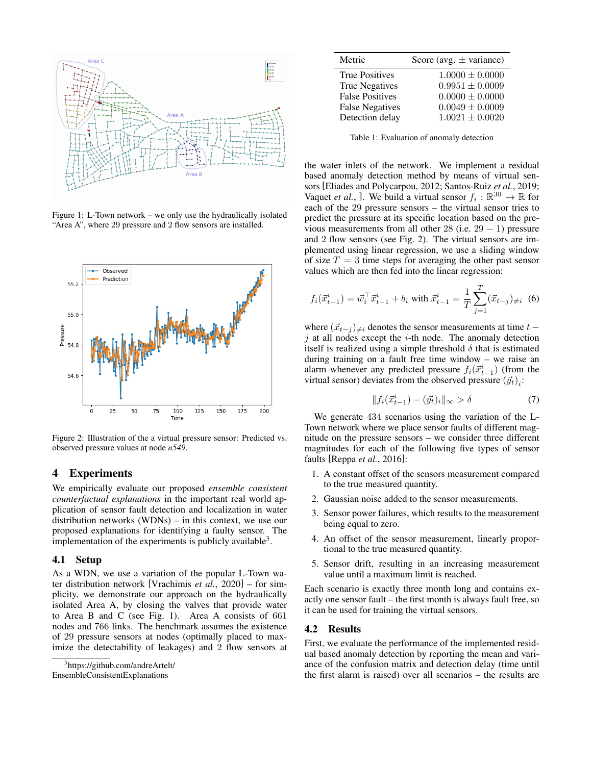Figure 1: L-Town network – we only use the hydraulically isolated "Area A", where 29 pressure and 2 flow sensors are installed.

Figure 2: Illustration of the a virtual pressure sensor: Predicted vs. observed pressure values at node *n549*.

## 4 Experiments

We empirically evaluate our proposed *ensemble consistent counterfactual explanations* in the important real world application of sensor fault detection and localization in water distribution networks (WDNs) – in this context, we use our proposed explanations for identifying a faulty sensor. The implementation of the experiments is publicly available[3].

### 4.1 Setup

As a WDN, we use a variation of the popular L-Town water distribution network [Vrachimis *et al.*, 2020] – for simplicity, we demonstrate our approach on the hydraulically isolated Area A, by closing the valves that provide water to Area B and C (see Fig. 1). Area A consists of 661 nodes and 766 links. The benchmark assumes the existence of 29 pressure sensors at nodes (optimally placed to maximize the detectability of leakages) and 2 flow sensors at the water inlets of the network. We implement a residual based anomaly detection method by means of virtual sensors [Eliades and Polycarpou, 2012; Santos-Ruiz *et al.*, 2019; Vaquet *et al.*, ]. We build a virtual sensor $f_i : \mathbb{R}^{30} \to \mathbb{R}$ for each of the 29 pressure sensors – the virtual sensor tries to predict the pressure at its specific location based on the previous measurements from all other 28 (i.e. $29-1$) pressure and 2 flow sensors (see Fig. 2). The virtual sensors are implemented using linear regression, we use a sliding window of size $T = 3$ time steps for averaging the other past sensor values which are then fed into the linear regression:

$$f_i(\vec{x}^i_{t-1}) = \vec{w}_i^\top \vec{x}^i_{t-1} + b_i \text{ with } \vec{x}^i_{t-1} = \frac{1}{T}\sum_{j=1}^{T} (\vec{x}_{t-j})_{\neq i} \quad (6)$$

where $(\vec{x}_{t-j})_{\neq i}$ denotes the sensor measurements at time $t-j$ at all nodes except the $i$-th node. The anomaly detection itself is realized using a simple threshold $\delta$ that is estimated during training on a fault free time window – we raise an alarm whenever any predicted pressure $f_i(\vec{x}^i_{t-1})$ (from the virtual sensor) deviates from the observed pressure $(\vec{y_t})_i$:

$$\| f_i(\vec{x}^i_{t-1}) - (\vec{y_t})_i \|_\infty > \delta \quad (7)$$

We generate 434 scenarios using the variation of the L-Town network where we place sensor faults of different magnitude on the pressure sensors – we consider three different magnitudes for each of the following five types of sensor faults [Reppa *et al.*, 2016]:

1. A constant offset of the sensors measurement compared to the true measured quantity.
2. Gaussian noise added to the sensor measurements.
3. Sensor power failures, which results to the measurement being equal to zero.
4. An offset of the sensor measurement, linearly proportional to the true measured quantity.
5. Sensor drift, resulting in an increasing measurement value until a maximum limit is reached.

Each scenario is exactly three month long and contains exactly one sensor fault – the first month is always fault free, so it can be used for training the virtual sensors.

| Metric | Score (avg. ± variance) |
|---|---|
| True Positives | 1.0000 ± 0.0000 |
| True Negatives | 0.9951 ± 0.0009 |
| False Positives | 0.0000 ± 0.0000 |
| False Negatives | 0.0049 ± 0.0009 |
| Detection delay | 1.0021 ± 0.0020 |

Table 1: Evaluation of anomaly detection

### 4.2 Results

First, we evaluate the performance of the implemented residual based anomaly detection by reporting the mean and variance of the confusion matrix and detection delay (time until the first alarm is raised) over all scenarios – the results are

[3] https://github.com/andreArtelt/EnsembleConsistentExplanations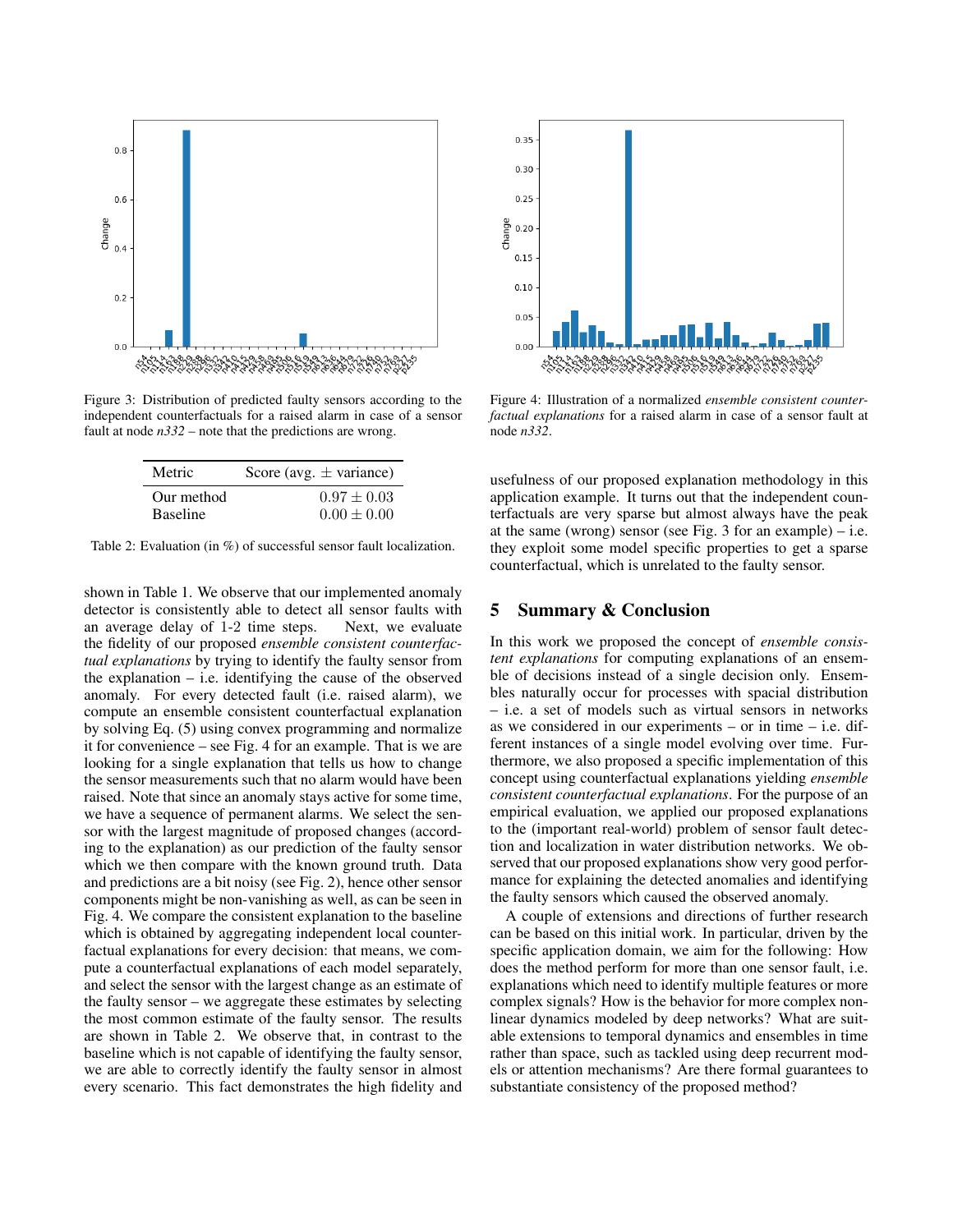Figure 3: Distribution of predicted faulty sensors according to the independent counterfactuals for a raised alarm in case of a sensor fault at node *n332* – note that the predictions are wrong.

| Metric | Score (avg. ± variance) |
|---|---|
| Our method | $0.97 \pm 0.03$ |
| Baseline | $0.00 \pm 0.00$ |

Table 2: Evaluation (in %) of successful sensor fault localization.

shown in Table 1. We observe that our implemented anomaly detector is consistently able to detect all sensor faults with an average delay of 1-2 time steps. Next, we evaluate the fidelity of our proposed *ensemble consistent counterfactual explanations* by trying to identify the faulty sensor from the explanation – i.e. identifying the cause of the observed anomaly. For every detected fault (i.e. raised alarm), we compute an ensemble consistent counterfactual explanation by solving Eq. (5) using convex programming and normalize it for convenience – see Fig. 4 for an example. That is we are looking for a single explanation that tells us how to change the sensor measurements such that no alarm would have been raised. Note that since an anomaly stays active for some time, we have a sequence of permanent alarms. We select the sensor with the largest magnitude of proposed changes (according to the explanation) as our prediction of the faulty sensor which we then compare with the known ground truth. Data and predictions are a bit noisy (see Fig. 2), hence other sensor components might be non-vanishing as well, as can be seen in Fig. 4. We compare the consistent explanation to the baseline which is obtained by aggregating independent local counterfactual explanations for every decision: that means, we compute a counterfactual explanations of each model separately, and select the sensor with the largest change as an estimate of the faulty sensor – we aggregate these estimates by selecting the most common estimate of the faulty sensor. The results are shown in Table 2. We observe that, in contrast to the baseline which is not capable of identifying the faulty sensor, we are able to correctly identify the faulty sensor in almost every scenario. This fact demonstrates the high fidelity and usefulness of our proposed explanation methodology in this application example. It turns out that the independent counterfactuals are very sparse but almost always have the peak at the same (wrong) sensor (see Fig. 3 for an example) – i.e. they exploit some model specific properties to get a sparse counterfactual, which is unrelated to the faulty sensor.

Figure 4: Illustration of a normalized *ensemble consistent counterfactual explanations* for a raised alarm in case of a sensor fault at node *n332*.

## 5 Summary & Conclusion

In this work we proposed the concept of *ensemble consistent explanations* for computing explanations of an ensemble of decisions instead of a single decision only. Ensembles naturally occur for processes with spacial distribution – i.e. a set of models such as virtual sensors in networks as we considered in our experiments – or in time – i.e. different instances of a single model evolving over time. Furthermore, we also proposed a specific implementation of this concept using counterfactual explanations yielding *ensemble consistent counterfactual explanations*. For the purpose of an empirical evaluation, we applied our proposed explanations to the (important real-world) problem of sensor fault detection and localization in water distribution networks. We observed that our proposed explanations show very good performance for explaining the detected anomalies and identifying the faulty sensors which caused the observed anomaly.

A couple of extensions and directions of further research can be based on this initial work. In particular, driven by the specific application domain, we aim for the following: How does the method perform for more than one sensor fault, i.e. explanations which need to identify multiple features or more complex signals? How is the behavior for more complex nonlinear dynamics modeled by deep networks? What are suitable extensions to temporal dynamics and ensembles in time rather than space, such as tackled using deep recurrent models or attention mechanisms? Are there formal guarantees to substantiate consistency of the proposed method?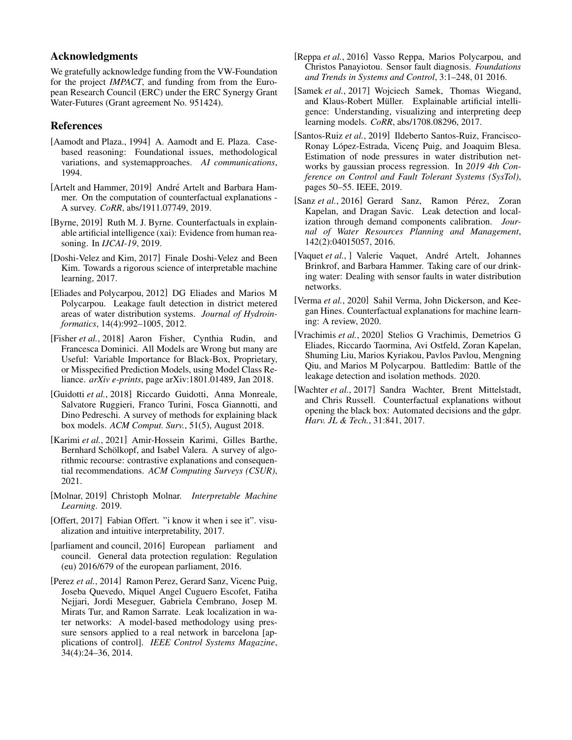## Acknowledgments

We gratefully acknowledge funding from the VW-Foundation for the project *IMPACT*, and funding from from the European Research Council (ERC) under the ERC Synergy Grant Water-Futures (Grant agreement No. 951424).

## References

[Aamodt and Plaza., 1994] A. Aamodt and E. Plaza. Case-based reasoning: Foundational issues, methodological variations, and systemapproaches. *AI communications*, 1994.

[Artelt and Hammer, 2019] André Artelt and Barbara Hammer. On the computation of counterfactual explanations - A survey. *CoRR*, abs/1911.07749, 2019.

[Byrne, 2019] Ruth M. J. Byrne. Counterfactuals in explainable artificial intelligence (xai): Evidence from human reasoning. In *IJCAI-19*, 2019.

[Doshi-Velez and Kim, 2017] Finale Doshi-Velez and Been Kim. Towards a rigorous science of interpretable machine learning, 2017.

[Eliades and Polycarpou, 2012] DG Eliades and Marios M Polycarpou. Leakage fault detection in district metered areas of water distribution systems. *Journal of Hydroinformatics*, 14(4):992–1005, 2012.

[Fisher *et al.*, 2018] Aaron Fisher, Cynthia Rudin, and Francesca Dominici. All Models are Wrong but many are Useful: Variable Importance for Black-Box, Proprietary, or Misspecified Prediction Models, using Model Class Reliance. *arXiv e-prints*, page arXiv:1801.01489, Jan 2018.

[Guidotti *et al.*, 2018] Riccardo Guidotti, Anna Monreale, Salvatore Ruggieri, Franco Turini, Fosca Giannotti, and Dino Pedreschi. A survey of methods for explaining black box models. *ACM Comput. Surv.*, 51(5), August 2018.

[Karimi *et al.*, 2021] Amir-Hossein Karimi, Gilles Barthe, Bernhard Schölkopf, and Isabel Valera. A survey of algorithmic recourse: contrastive explanations and consequential recommendations. *ACM Computing Surveys (CSUR)*, 2021.

[Molnar, 2019] Christoph Molnar. *Interpretable Machine Learning*. 2019.

[Offert, 2017] Fabian Offert. "i know it when i see it". visualization and intuitive interpretability, 2017.

[parliament and council, 2016] European parliament and council. General data protection regulation: Regulation (eu) 2016/679 of the european parliament, 2016.

[Perez *et al.*, 2014] Ramon Perez, Gerard Sanz, Vicenc Puig, Joseba Quevedo, Miquel Angel Cuguero Escofet, Fatiha Nejjari, Jordi Meseguer, Gabriela Cembrano, Josep M. Mirats Tur, and Ramon Sarrate. Leak localization in water networks: A model-based methodology using pressure sensors applied to a real network in barcelona [applications of control]. *IEEE Control Systems Magazine*, 34(4):24–36, 2014.

[Reppa *et al.*, 2016] Vasso Reppa, Marios Polycarpou, and Christos Panayiotou. Sensor fault diagnosis. *Foundations and Trends in Systems and Control*, 3:1–248, 01 2016.

[Samek *et al.*, 2017] Wojciech Samek, Thomas Wiegand, and Klaus-Robert Müller. Explainable artificial intelligence: Understanding, visualizing and interpreting deep learning models. *CoRR*, abs/1708.08296, 2017.

[Santos-Ruiz *et al.*, 2019] Ildeberto Santos-Ruiz, Francisco-Ronay López-Estrada, Vicenç Puig, and Joaquim Blesa. Estimation of node pressures in water distribution networks by gaussian process regression. In *2019 4th Conference on Control and Fault Tolerant Systems (SysTol)*, pages 50–55. IEEE, 2019.

[Sanz *et al.*, 2016] Gerard Sanz, Ramon Pérez, Zoran Kapelan, and Dragan Savic. Leak detection and localization through demand components calibration. *Journal of Water Resources Planning and Management*, 142(2):04015057, 2016.

[Vaquet *et al.*, ] Valerie Vaquet, André Artelt, Johannes Brinkrof, and Barbara Hammer. Taking care of our drinking water: Dealing with sensor faults in water distribution networks.

[Verma *et al.*, 2020] Sahil Verma, John Dickerson, and Keegan Hines. Counterfactual explanations for machine learning: A review, 2020.

[Vrachimis *et al.*, 2020] Stelios G Vrachimis, Demetrios G Eliades, Riccardo Taormina, Avi Ostfeld, Zoran Kapelan, Shuming Liu, Marios Kyriakou, Pavlos Pavlou, Mengning Qiu, and Marios M Polycarpou. Battledim: Battle of the leakage detection and isolation methods. 2020.

[Wachter *et al.*, 2017] Sandra Wachter, Brent Mittelstadt, and Chris Russell. Counterfactual explanations without opening the black box: Automated decisions and the gdpr. *Harv. JL & Tech.*, 31:841, 2017.